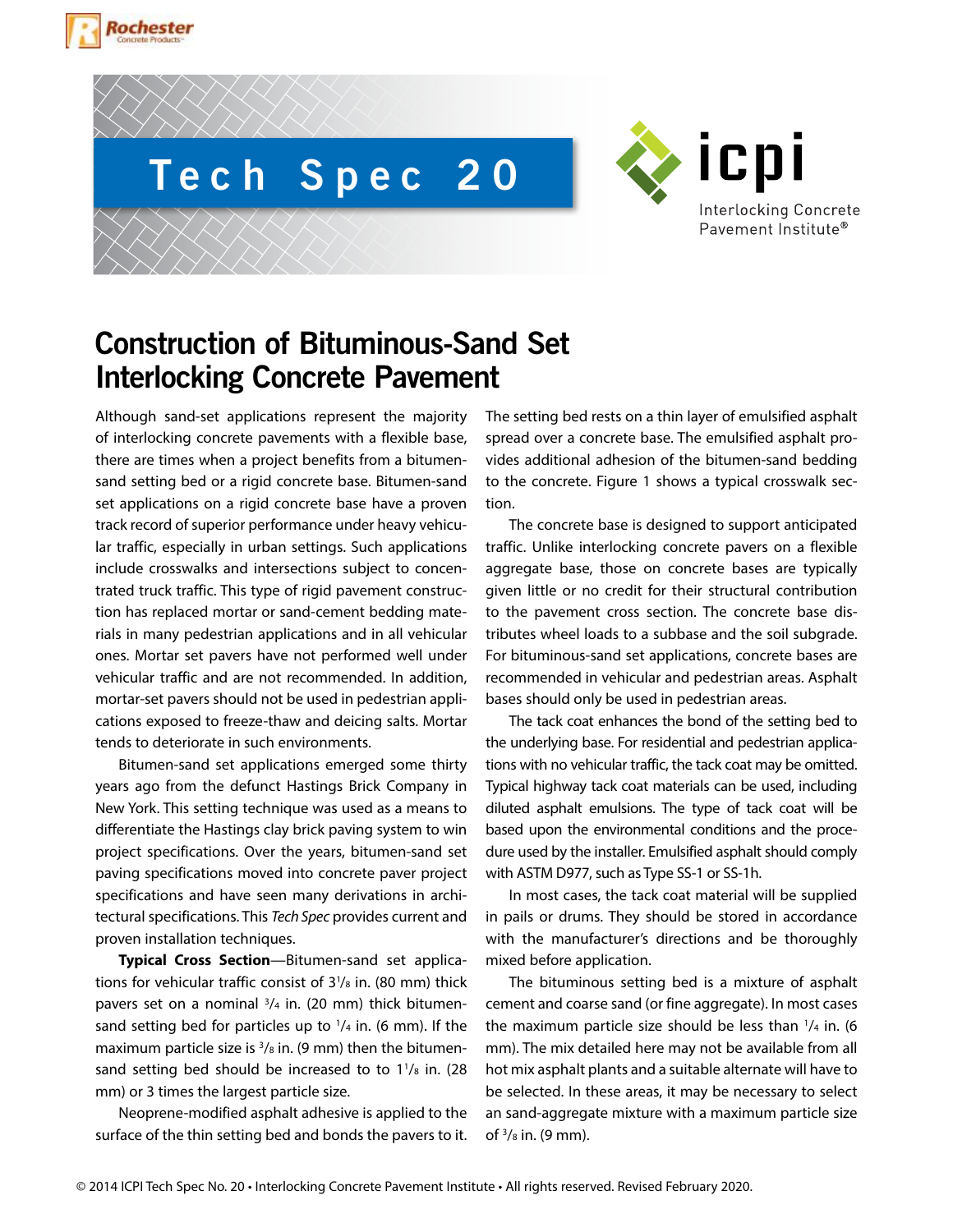# Tech Spec 20

icpi

Interlocking Concrete Pavement Institute®

## Construction of Bituminous-Sand Set Interlocking Concrete Pavement

Although sand-set applications represent the majority of interlocking concrete pavements with a flexible base, there are times when a project benefits from a bitumen-sand setting bed or a rigid concrete base. Bitumen-sand set applications on a rigid concrete base have a proven track record of superior performance under heavy vehicular traffic, especially in urban settings. Such applications include crosswalks and intersections subject to concentrated truck traffic. This type of rigid pavement construction has replaced mortar or sand-cement bedding materials in many pedestrian applications and in all vehicular ones. Mortar set pavers have not performed well under vehicular traffic and are not recommended. In addition, mortar-set pavers should not be used in pedestrian applications exposed to freeze-thaw and deicing salts. Mortar tends to deteriorate in such environments.

Bitumen-sand set applications emerged some thirty years ago from the defunct Hastings Brick Company in New York. This setting technique was used as a means to differentiate the Hastings clay brick paving system to win project specifications. Over the years, bitumen-sand set paving specifications moved into concrete paver project specifications and have seen many derivations in architectural specifications. This *Tech Spec* provides current and proven installation techniques.

**Typical Cross Section**—Bitumen-sand set applications for vehicular traffic consist of 3¹/₈ in. (80 mm) thick pavers set on a nominal ³/₄ in. (20 mm) thick bitumen-sand setting bed for particles up to ¹/₄ in. (6 mm). If the maximum particle size is ³/₈ in. (9 mm) then the bitumen-sand setting bed should be increased to to 1¹/₈ in. (28 mm) or 3 times the largest particle size.

Neoprene-modified asphalt adhesive is applied to the surface of the thin setting bed and bonds the pavers to it. The setting bed rests on a thin layer of emulsified asphalt spread over a concrete base. The emulsified asphalt provides additional adhesion of the bitumen-sand bedding to the concrete. Figure 1 shows a typical crosswalk section.

The concrete base is designed to support anticipated traffic. Unlike interlocking concrete pavers on a flexible aggregate base, those on concrete bases are typically given little or no credit for their structural contribution to the pavement cross section. The concrete base distributes wheel loads to a subbase and the soil subgrade. For bituminous-sand set applications, concrete bases are recommended in vehicular and pedestrian areas. Asphalt bases should only be used in pedestrian areas.

The tack coat enhances the bond of the setting bed to the underlying base. For residential and pedestrian applications with no vehicular traffic, the tack coat may be omitted. Typical highway tack coat materials can be used, including diluted asphalt emulsions. The type of tack coat will be based upon the environmental conditions and the procedure used by the installer. Emulsified asphalt should comply with ASTM D977, such as Type SS-1 or SS-1h.

In most cases, the tack coat material will be supplied in pails or drums. They should be stored in accordance with the manufacturer's directions and be thoroughly mixed before application.

The bituminous setting bed is a mixture of asphalt cement and coarse sand (or fine aggregate). In most cases the maximum particle size should be less than ¹/₄ in. (6 mm). The mix detailed here may not be available from all hot mix asphalt plants and a suitable alternate will have to be selected. In these areas, it may be necessary to select an sand-aggregate mixture with a maximum particle size of ³/₈ in. (9 mm).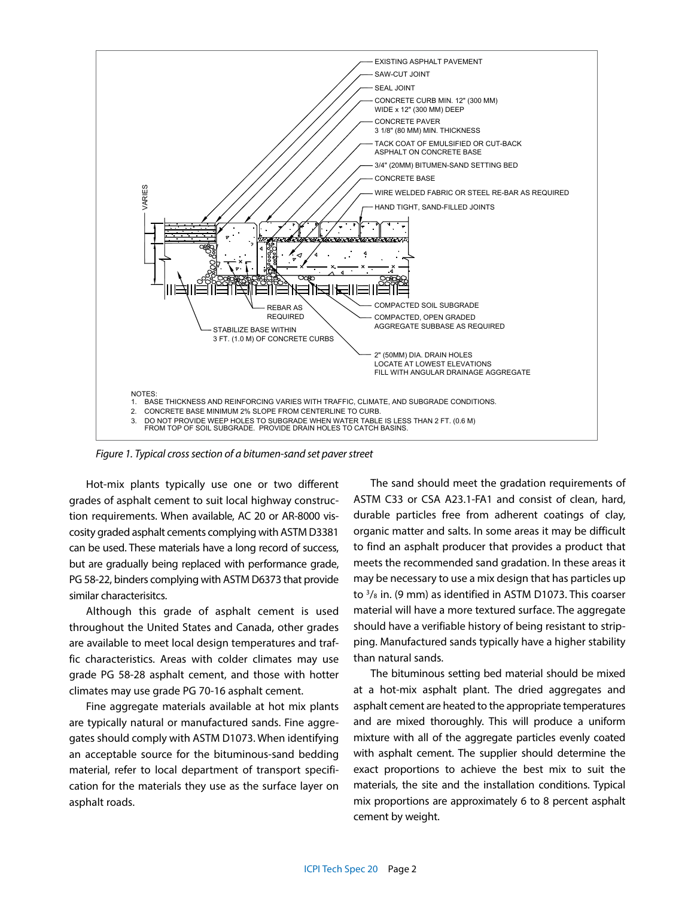EXISTING ASPHALT PAVEMENT

SAW-CUT JOINT

SEAL JOINT

CONCRETE CURB MIN. 12" (300 MM) WIDE x 12" (300 MM) DEEP

CONCRETE PAVER 3 1/8" (80 MM) MIN. THICKNESS

TACK COAT OF EMULSIFIED OR CUT-BACK ASPHALT ON CONCRETE BASE

3/4" (20MM) BITUMEN-SAND SETTING BED

CONCRETE BASE

WIRE WELDED FABRIC OR STEEL RE-BAR AS REQUIRED

HAND TIGHT, SAND-FILLED JOINTS

VARIES

REBAR AS REQUIRED

STABILIZE BASE WITHIN 3 FT. (1.0 M) OF CONCRETE CURBS

COMPACTED SOIL SUBGRADE

COMPACTED, OPEN GRADED AGGREGATE SUBBASE AS REQUIRED

2" (50MM) DIA. DRAIN HOLES LOCATE AT LOWEST ELEVATIONS FILL WITH ANGULAR DRAINAGE AGGREGATE

NOTES:
1. BASE THICKNESS AND REINFORCING VARIES WITH TRAFFIC, CLIMATE, AND SUBGRADE CONDITIONS.
2. CONCRETE BASE MINIMUM 2% SLOPE FROM CENTERLINE TO CURB.
3. DO NOT PROVIDE WEEP HOLES TO SUBGRADE WHEN WATER TABLE IS LESS THAN 2 FT. (0.6 M) FROM TOP OF SOIL SUBGRADE. PROVIDE DRAIN HOLES TO CATCH BASINS.

*Figure 1. Typical cross section of a bitumen-sand set paver street*

Hot-mix plants typically use one or two different grades of asphalt cement to suit local highway construction requirements. When available, AC 20 or AR-8000 viscosity graded asphalt cements complying with ASTM D3381 can be used. These materials have a long record of success, but are gradually being replaced with performance grade, PG 58-22, binders complying with ASTM D6373 that provide similar characterisitcs.

Although this grade of asphalt cement is used throughout the United States and Canada, other grades are available to meet local design temperatures and traffic characteristics. Areas with colder climates may use grade PG 58-28 asphalt cement, and those with hotter climates may use grade PG 70-16 asphalt cement.

Fine aggregate materials available at hot mix plants are typically natural or manufactured sands. Fine aggregates should comply with ASTM D1073. When identifying an acceptable source for the bituminous-sand bedding material, refer to local department of transport specification for the materials they use as the surface layer on asphalt roads.

The sand should meet the gradation requirements of ASTM C33 or CSA A23.1-FA1 and consist of clean, hard, durable particles free from adherent coatings of clay, organic matter and salts. In some areas it may be difficult to find an asphalt producer that provides a product that meets the recommended sand gradation. In these areas it may be necessary to use a mix design that has particles up to 3/8 in. (9 mm) as identified in ASTM D1073. This coarser material will have a more textured surface. The aggregate should have a verifiable history of being resistant to stripping. Manufactured sands typically have a higher stability than natural sands.

The bituminous setting bed material should be mixed at a hot-mix asphalt plant. The dried aggregates and asphalt cement are heated to the appropriate temperatures and are mixed thoroughly. This will produce a uniform mixture with all of the aggregate particles evenly coated with asphalt cement. The supplier should determine the exact proportions to achieve the best mix to suit the materials, the site and the installation conditions. Typical mix proportions are approximately 6 to 8 percent asphalt cement by weight.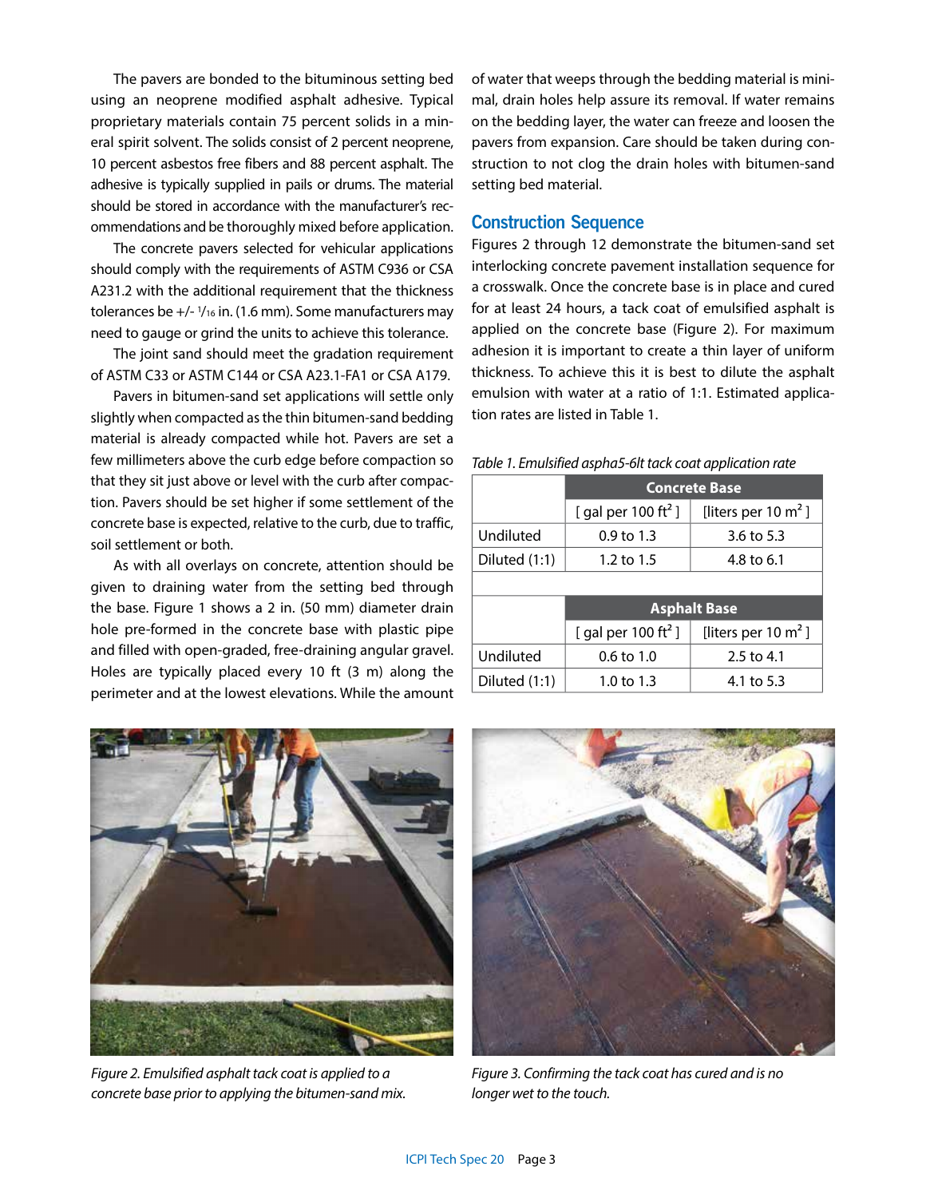The pavers are bonded to the bituminous setting bed using an neoprene modified asphalt adhesive. Typical proprietary materials contain 75 percent solids in a mineral spirit solvent. The solids consist of 2 percent neoprene, 10 percent asbestos free fibers and 88 percent asphalt. The adhesive is typically supplied in pails or drums. The material should be stored in accordance with the manufacturer's recommendations and be thoroughly mixed before application.

The concrete pavers selected for vehicular applications should comply with the requirements of ASTM C936 or CSA A231.2 with the additional requirement that the thickness tolerances be +/- 1/16 in. (1.6 mm). Some manufacturers may need to gauge or grind the units to achieve this tolerance.

The joint sand should meet the gradation requirement of ASTM C33 or ASTM C144 or CSA A23.1-FA1 or CSA A179.

Pavers in bitumen-sand set applications will settle only slightly when compacted as the thin bitumen-sand bedding material is already compacted while hot. Pavers are set a few millimeters above the curb edge before compaction so that they sit just above or level with the curb after compaction. Pavers should be set higher if some settlement of the concrete base is expected, relative to the curb, due to traffic, soil settlement or both.

As with all overlays on concrete, attention should be given to draining water from the setting bed through the base. Figure 1 shows a 2 in. (50 mm) diameter drain hole pre-formed in the concrete base with plastic pipe and filled with open-graded, free-draining angular gravel. Holes are typically placed every 10 ft (3 m) along the perimeter and at the lowest elevations. While the amount of water that weeps through the bedding material is minimal, drain holes help assure its removal. If water remains on the bedding layer, the water can freeze and loosen the pavers from expansion. Care should be taken during construction to not clog the drain holes with bitumen-sand setting bed material.

## Construction Sequence

Figures 2 through 12 demonstrate the bitumen-sand set interlocking concrete pavement installation sequence for a crosswalk. Once the concrete base is in place and cured for at least 24 hours, a tack coat of emulsified asphalt is applied on the concrete base (Figure 2). For maximum adhesion it is important to create a thin layer of uniform thickness. To achieve this it is best to dilute the asphalt emulsion with water at a ratio of 1:1. Estimated application rates are listed in Table 1.

*Table 1. Emulsified aspha5-6lt tack coat application rate*

| | Concrete Base | |
|---|---|---|
| | [ gal per 100 ft² ] | [liters per 10 m² ] |
| Undiluted | 0.9 to 1.3 | 3.6 to 5.3 |
| Diluted (1:1) | 1.2 to 1.5 | 4.8 to 6.1 |
| | **Asphalt Base** | |
| | [ gal per 100 ft² ] | [liters per 10 m² ] |
| Undiluted | 0.6 to 1.0 | 2.5 to 4.1 |
| Diluted (1:1) | 1.0 to 1.3 | 4.1 to 5.3 |

*Figure 2. Emulsified asphalt tack coat is applied to a concrete base prior to applying the bitumen-sand mix.*

*Figure 3. Confirming the tack coat has cured and is no longer wet to the touch.*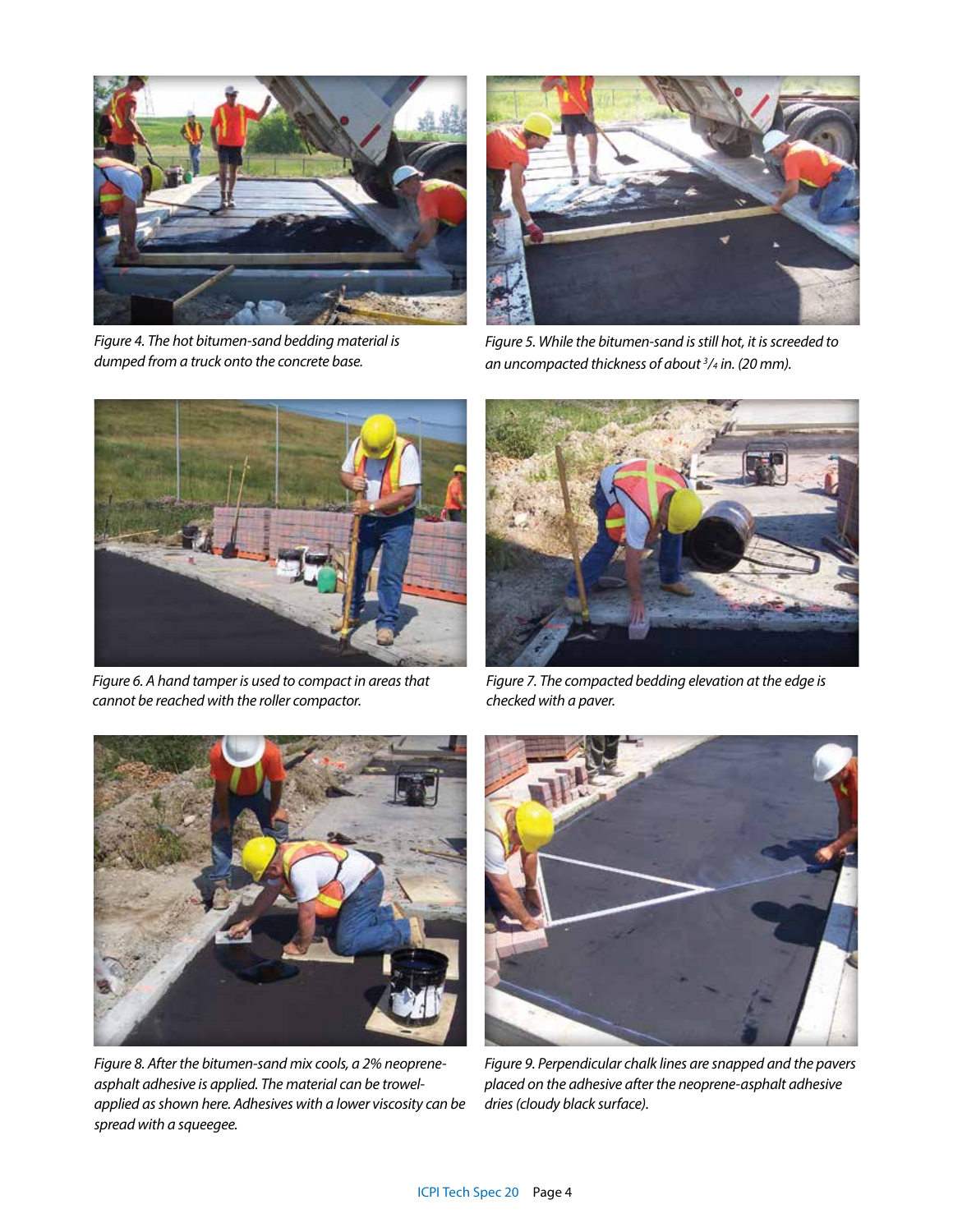*Figure 4. The hot bitumen-sand bedding material is dumped from a truck onto the concrete base.*

*Figure 5. While the bitumen-sand is still hot, it is screeded to an uncompacted thickness of about $^{3}/_{4}$ in. (20 mm).*

*Figure 6. A hand tamper is used to compact in areas that cannot be reached with the roller compactor.*

*Figure 7. The compacted bedding elevation at the edge is checked with a paver.*

*Figure 8. After the bitumen-sand mix cools, a 2% neoprene-asphalt adhesive is applied. The material can be trowel-applied as shown here. Adhesives with a lower viscosity can be spread with a squeegee.*

*Figure 9. Perpendicular chalk lines are snapped and the pavers placed on the adhesive after the neoprene-asphalt adhesive dries (cloudy black surface).*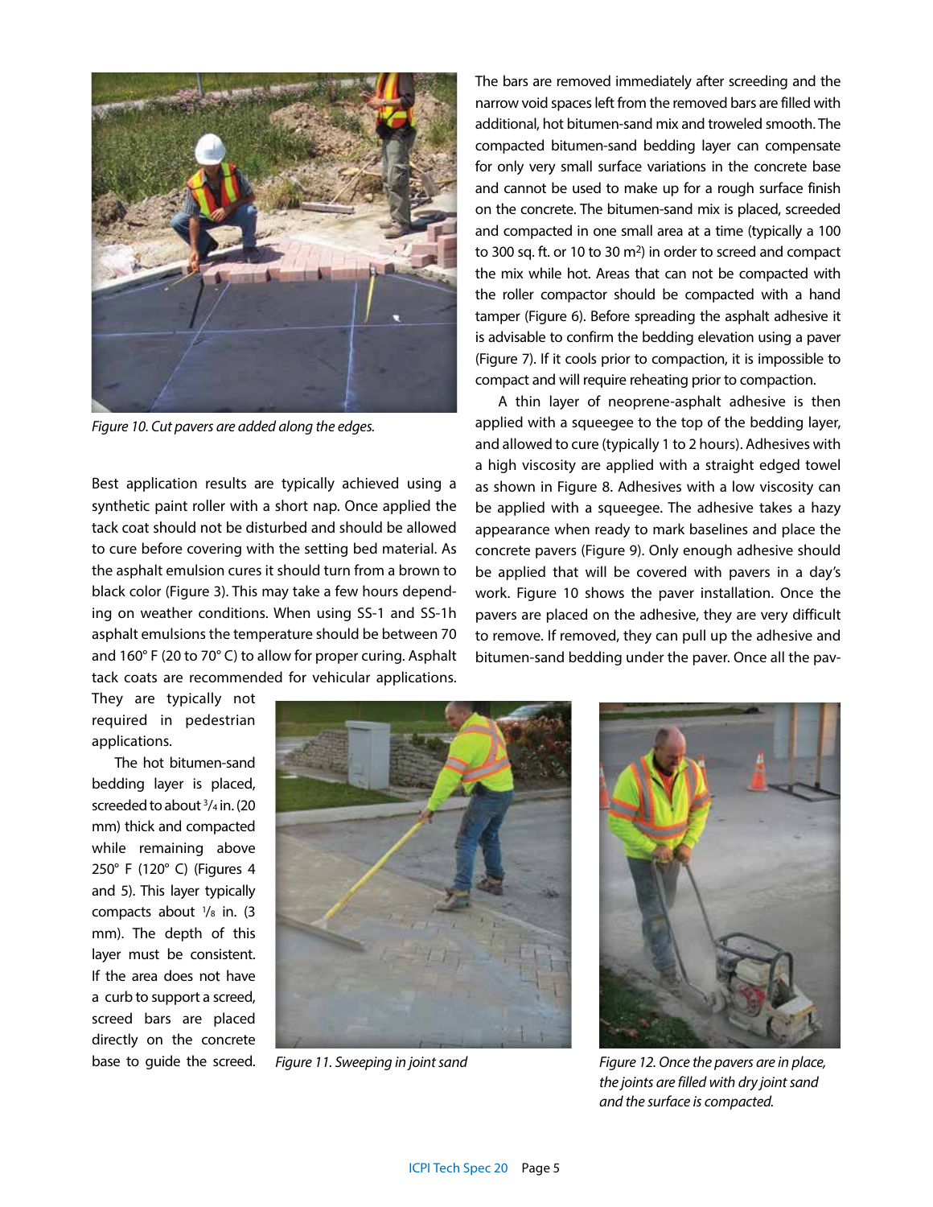Figure 10. Cut pavers are added along the edges.

Best application results are typically achieved using a synthetic paint roller with a short nap. Once applied the tack coat should not be disturbed and should be allowed to cure before covering with the setting bed material. As the asphalt emulsion cures it should turn from a brown to black color (Figure 3). This may take a few hours depending on weather conditions. When using SS-1 and SS-1h asphalt emulsions the temperature should be between 70 and 160° F (20 to 70° C) to allow for proper curing. Asphalt tack coats are recommended for vehicular applications. They are typically not required in pedestrian applications.

The hot bitumen-sand bedding layer is placed, screeded to about 3/4 in. (20 mm) thick and compacted while remaining above 250° F (120° C) (Figures 4 and 5). This layer typically compacts about 1/8 in. (3 mm). The depth of this layer must be consistent. If the area does not have a curb to support a screed, screed bars are placed directly on the concrete base to guide the screed. The bars are removed immediately after screeding and the narrow void spaces left from the removed bars are filled with additional, hot bitumen-sand mix and troweled smooth. The compacted bitumen-sand bedding layer can compensate for only very small surface variations in the concrete base and cannot be used to make up for a rough surface finish on the concrete. The bitumen-sand mix is placed, screeded and compacted in one small area at a time (typically a 100 to 300 sq. ft. or 10 to 30 m²) in order to screed and compact the mix while hot. Areas that can not be compacted with the roller compactor should be compacted with a hand tamper (Figure 6). Before spreading the asphalt adhesive it is advisable to confirm the bedding elevation using a paver (Figure 7). If it cools prior to compaction, it is impossible to compact and will require reheating prior to compaction.

A thin layer of neoprene-asphalt adhesive is then applied with a squeegee to the top of the bedding layer, and allowed to cure (typically 1 to 2 hours). Adhesives with a high viscosity are applied with a straight edged towel as shown in Figure 8. Adhesives with a low viscosity can be applied with a squeegee. The adhesive takes a hazy appearance when ready to mark baselines and place the concrete pavers (Figure 9). Only enough adhesive should be applied that will be covered with pavers in a day's work. Figure 10 shows the paver installation. Once the pavers are placed on the adhesive, they are very difficult to remove. If removed, they can pull up the adhesive and bitumen-sand bedding under the paver. Once all the pav-

Figure 11. Sweeping in joint sand

Figure 12. Once the pavers are in place, the joints are filled with dry joint sand and the surface is compacted.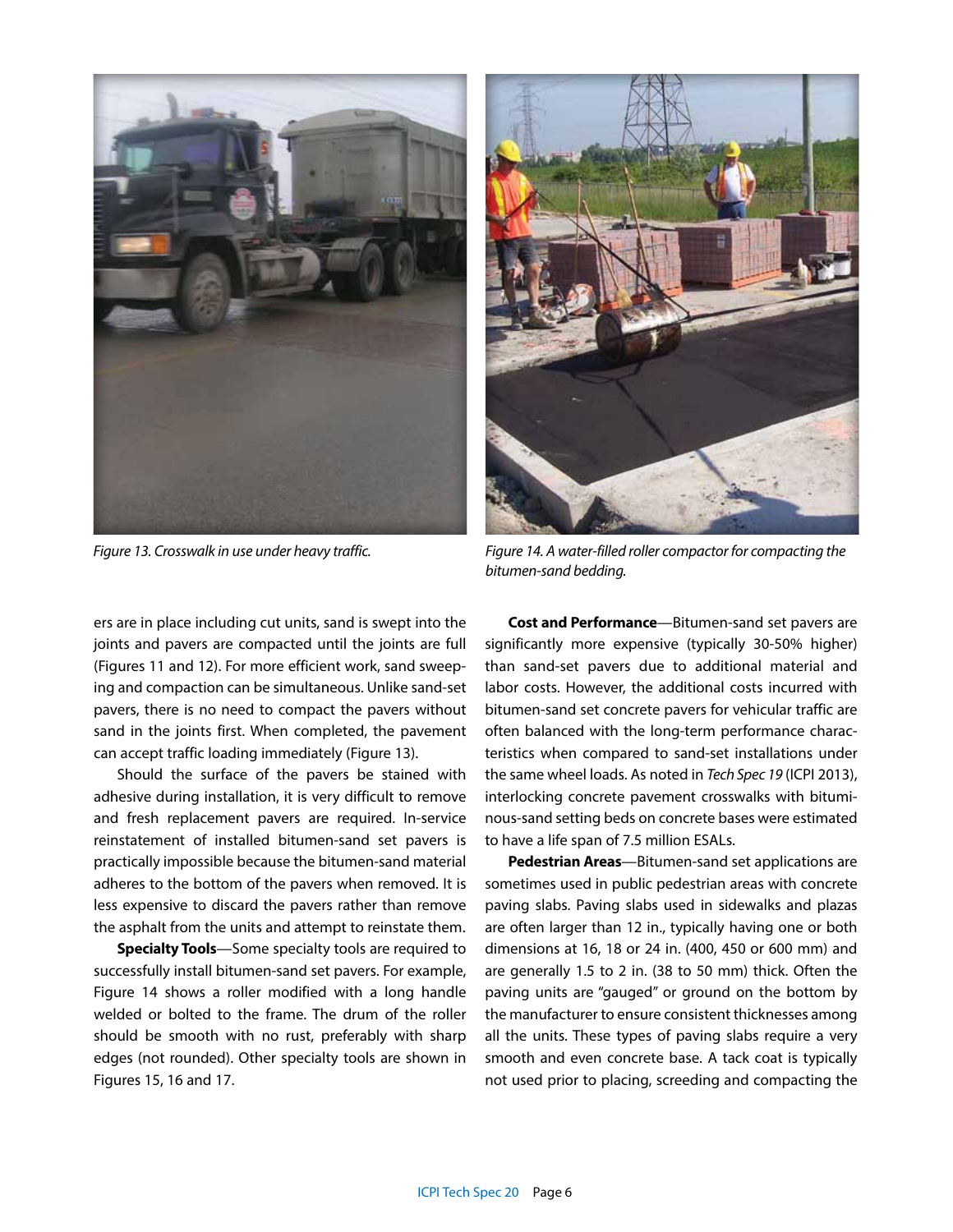Figure 13. Crosswalk in use under heavy traffic.

Figure 14. A water-filled roller compactor for compacting the bitumen-sand bedding.

ers are in place including cut units, sand is swept into the joints and pavers are compacted until the joints are full (Figures 11 and 12). For more efficient work, sand sweeping and compaction can be simultaneous. Unlike sand-set pavers, there is no need to compact the pavers without sand in the joints first. When completed, the pavement can accept traffic loading immediately (Figure 13).

Should the surface of the pavers be stained with adhesive during installation, it is very difficult to remove and fresh replacement pavers are required. In-service reinstatement of installed bitumen-sand set pavers is practically impossible because the bitumen-sand material adheres to the bottom of the pavers when removed. It is less expensive to discard the pavers rather than remove the asphalt from the units and attempt to reinstate them.

**Specialty Tools**—Some specialty tools are required to successfully install bitumen-sand set pavers. For example, Figure 14 shows a roller modified with a long handle welded or bolted to the frame. The drum of the roller should be smooth with no rust, preferably with sharp edges (not rounded). Other specialty tools are shown in Figures 15, 16 and 17.

**Cost and Performance**—Bitumen-sand set pavers are significantly more expensive (typically 30-50% higher) than sand-set pavers due to additional material and labor costs. However, the additional costs incurred with bitumen-sand set concrete pavers for vehicular traffic are often balanced with the long-term performance characteristics when compared to sand-set installations under the same wheel loads. As noted in *Tech Spec 19* (ICPI 2013), interlocking concrete pavement crosswalks with bituminous-sand setting beds on concrete bases were estimated to have a life span of 7.5 million ESALs.

**Pedestrian Areas**—Bitumen-sand set applications are sometimes used in public pedestrian areas with concrete paving slabs. Paving slabs used in sidewalks and plazas are often larger than 12 in., typically having one or both dimensions at 16, 18 or 24 in. (400, 450 or 600 mm) and are generally 1.5 to 2 in. (38 to 50 mm) thick. Often the paving units are "gauged" or ground on the bottom by the manufacturer to ensure consistent thicknesses among all the units. These types of paving slabs require a very smooth and even concrete base. A tack coat is typically not used prior to placing, screeding and compacting the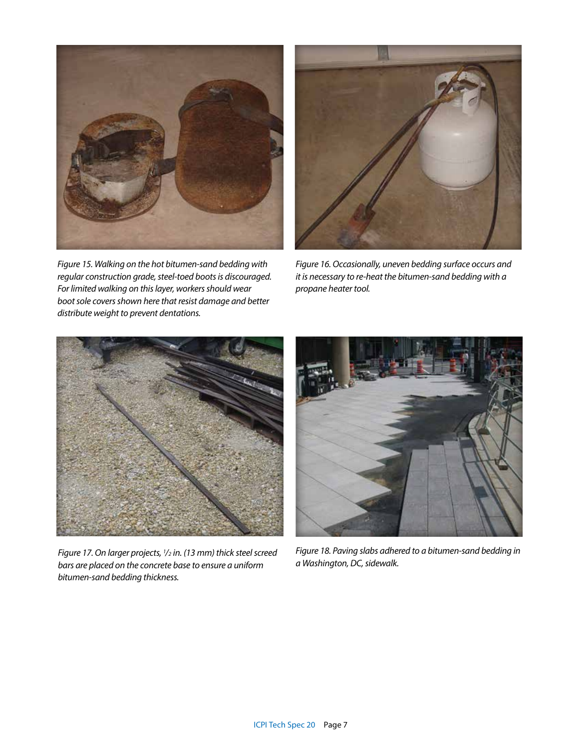*Figure 15. Walking on the hot bitumen-sand bedding with regular construction grade, steel-toed boots is discouraged. For limited walking on this layer, workers should wear boot sole covers shown here that resist damage and better distribute weight to prevent dentations.*

*Figure 16. Occasionally, uneven bedding surface occurs and it is necessary to re-heat the bitumen-sand bedding with a propane heater tool.*

*Figure 17. On larger projects, 1/2 in. (13 mm) thick steel screed bars are placed on the concrete base to ensure a uniform bitumen-sand bedding thickness.*

*Figure 18. Paving slabs adhered to a bitumen-sand bedding in a Washington, DC, sidewalk.*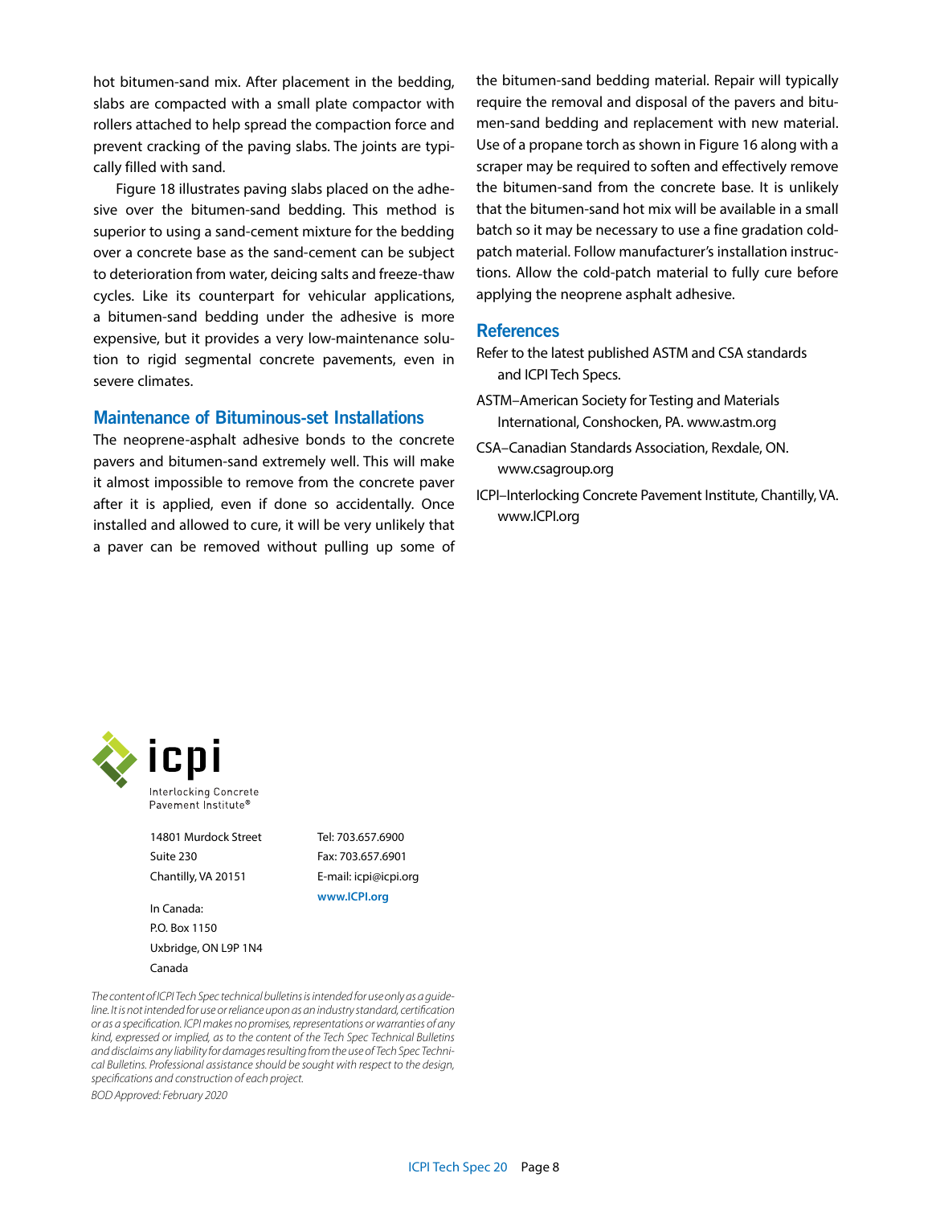hot bitumen-sand mix. After placement in the bedding, slabs are compacted with a small plate compactor with rollers attached to help spread the compaction force and prevent cracking of the paving slabs. The joints are typically filled with sand.

Figure 18 illustrates paving slabs placed on the adhesive over the bitumen-sand bedding. This method is superior to using a sand-cement mixture for the bedding over a concrete base as the sand-cement can be subject to deterioration from water, deicing salts and freeze-thaw cycles. Like its counterpart for vehicular applications, a bitumen-sand bedding under the adhesive is more expensive, but it provides a very low-maintenance solution to rigid segmental concrete pavements, even in severe climates.

## Maintenance of Bituminous-set Installations

The neoprene-asphalt adhesive bonds to the concrete pavers and bitumen-sand extremely well. This will make it almost impossible to remove from the concrete paver after it is applied, even if done so accidentally. Once installed and allowed to cure, it will be very unlikely that a paver can be removed without pulling up some of the bitumen-sand bedding material. Repair will typically require the removal and disposal of the pavers and bitumen-sand bedding and replacement with new material. Use of a propane torch as shown in Figure 16 along with a scraper may be required to soften and effectively remove the bitumen-sand from the concrete base. It is unlikely that the bitumen-sand hot mix will be available in a small batch so it may be necessary to use a fine gradation cold-patch material. Follow manufacturer's installation instructions. Allow the cold-patch material to fully cure before applying the neoprene asphalt adhesive.

## References

Refer to the latest published ASTM and CSA standards and ICPI Tech Specs.

ASTM–American Society for Testing and Materials International, Conshocken, PA. www.astm.org

CSA–Canadian Standards Association, Rexdale, ON. www.csagroup.org

ICPI–Interlocking Concrete Pavement Institute, Chantilly, VA. www.ICPI.org

icpi
Interlocking Concrete Pavement Institute®

14801 Murdock Street
Suite 230
Chantilly, VA 20151

In Canada:
P.O. Box 1150
Uxbridge, ON L9P 1N4
Canada

Tel: 703.657.6900
Fax: 703.657.6901
E-mail: icpi@icpi.org
**www.ICPI.org**

*The content of ICPI Tech Spec technical bulletins is intended for use only as a guideline. It is not intended for use or reliance upon as an industry standard, certification or as a specification. ICPI makes no promises, representations or warranties of any kind, expressed or implied, as to the content of the Tech Spec Technical Bulletins and disclaims any liability for damages resulting from the use of Tech Spec Technical Bulletins. Professional assistance should be sought with respect to the design, specifications and construction of each project.*

*BOD Approved: February 2020*